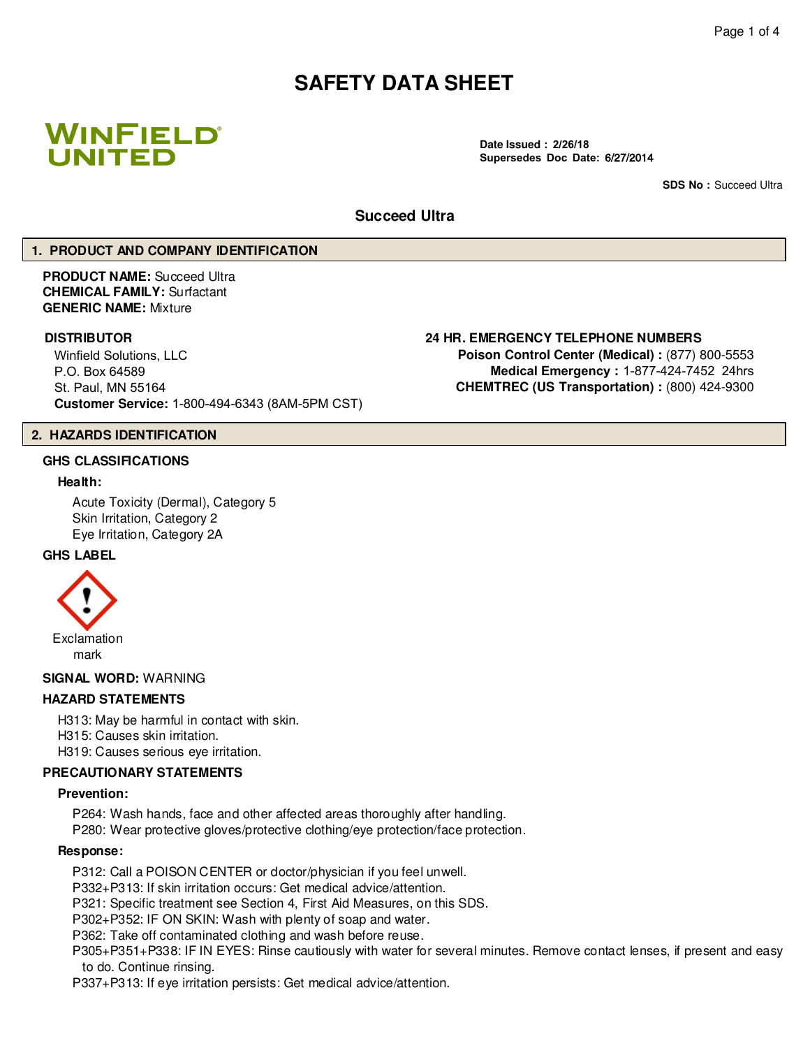# SAFETY DATA SHEET

WINFIELD UNITED

**Date Issued : 2/26/18**
**Supersedes Doc Date: 6/27/2014**

**SDS No :** Succeed Ultra

## Succeed Ultra

## 1. PRODUCT AND COMPANY IDENTIFICATION

**PRODUCT NAME:** Succeed Ultra
**CHEMICAL FAMILY:** Surfactant
**GENERIC NAME:** Mixture

**DISTRIBUTOR**
Winfield Solutions, LLC
P.O. Box 64589
St. Paul, MN 55164
**Customer Service:** 1-800-494-6343 (8AM-5PM CST)

**24 HR. EMERGENCY TELEPHONE NUMBERS**
**Poison Control Center (Medical) :** (877) 800-5553
**Medical Emergency :** 1-877-424-7452 24hrs
**CHEMTREC (US Transportation) :** (800) 424-9300

## 2. HAZARDS IDENTIFICATION

### GHS CLASSIFICATIONS

**Health:**

Acute Toxicity (Dermal), Category 5
Skin Irritation, Category 2
Eye Irritation, Category 2A

### GHS LABEL

Exclamation mark

**SIGNAL WORD:** WARNING

### HAZARD STATEMENTS

H313: May be harmful in contact with skin.
H315: Causes skin irritation.
H319: Causes serious eye irritation.

### PRECAUTIONARY STATEMENTS

**Prevention:**

P264: Wash hands, face and other affected areas thoroughly after handling.
P280: Wear protective gloves/protective clothing/eye protection/face protection.

**Response:**

P312: Call a POISON CENTER or doctor/physician if you feel unwell.
P332+P313: If skin irritation occurs: Get medical advice/attention.
P321: Specific treatment see Section 4, First Aid Measures, on this SDS.
P302+P352: IF ON SKIN: Wash with plenty of soap and water.
P362: Take off contaminated clothing and wash before reuse.
P305+P351+P338: IF IN EYES: Rinse cautiously with water for several minutes. Remove contact lenses, if present and easy to do. Continue rinsing.
P337+P313: If eye irritation persists: Get medical advice/attention.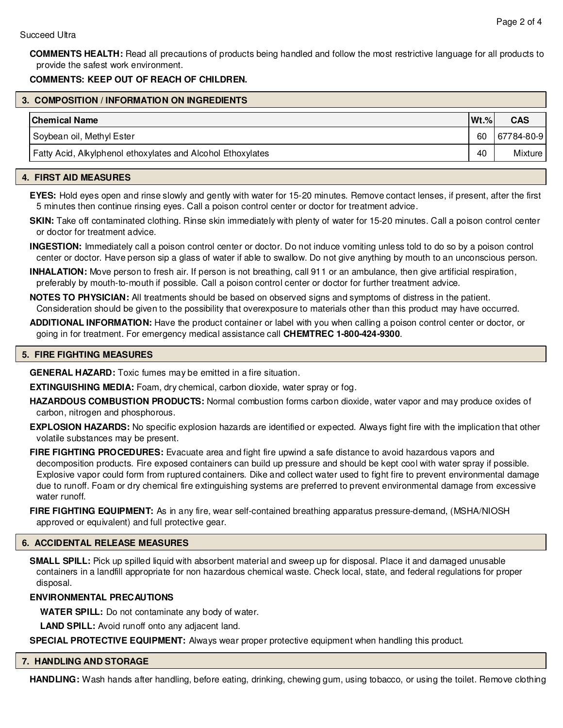**COMMENTS HEALTH:** Read all precautions of products being handled and follow the most restrictive language for all products to provide the safest work environment.

**COMMENTS: KEEP OUT OF REACH OF CHILDREN.**

## 3. COMPOSITION / INFORMATION ON INGREDIENTS

| Chemical Name | Wt.% | CAS |
|---|---|---|
| Soybean oil, Methyl Ester | 60 | 67784-80-9 |
| Fatty Acid, Alkylphenol ethoxylates and Alcohol Ethoxylates | 40 | Mixture |

## 4. FIRST AID MEASURES

**EYES:** Hold eyes open and rinse slowly and gently with water for 15-20 minutes. Remove contact lenses, if present, after the first 5 minutes then continue rinsing eyes. Call a poison control center or doctor for treatment advice.

**SKIN:** Take off contaminated clothing. Rinse skin immediately with plenty of water for 15-20 minutes. Call a poison control center or doctor for treatment advice.

**INGESTION:** Immediately call a poison control center or doctor. Do not induce vomiting unless told to do so by a poison control center or doctor. Have person sip a glass of water if able to swallow. Do not give anything by mouth to an unconscious person.

**INHALATION:** Move person to fresh air. If person is not breathing, call 911 or an ambulance, then give artificial respiration, preferably by mouth-to-mouth if possible. Call a poison control center or doctor for further treatment advice.

**NOTES TO PHYSICIAN:** All treatments should be based on observed signs and symptoms of distress in the patient. Consideration should be given to the possibility that overexposure to materials other than this product may have occurred.

**ADDITIONAL INFORMATION:** Have the product container or label with you when calling a poison control center or doctor, or going in for treatment. For emergency medical assistance call **CHEMTREC 1-800-424-9300**.

## 5. FIRE FIGHTING MEASURES

**GENERAL HAZARD:** Toxic fumes may be emitted in a fire situation.

**EXTINGUISHING MEDIA:** Foam, dry chemical, carbon dioxide, water spray or fog.

**HAZARDOUS COMBUSTION PRODUCTS:** Normal combustion forms carbon dioxide, water vapor and may produce oxides of carbon, nitrogen and phosphorous.

**EXPLOSION HAZARDS:** No specific explosion hazards are identified or expected. Always fight fire with the implication that other volatile substances may be present.

**FIRE FIGHTING PROCEDURES:** Evacuate area and fight fire upwind a safe distance to avoid hazardous vapors and decomposition products. Fire exposed containers can build up pressure and should be kept cool with water spray if possible. Explosive vapor could form from ruptured containers. Dike and collect water used to fight fire to prevent environmental damage due to runoff. Foam or dry chemical fire extinguishing systems are preferred to prevent environmental damage from excessive water runoff.

**FIRE FIGHTING EQUIPMENT:** As in any fire, wear self-contained breathing apparatus pressure-demand, (MSHA/NIOSH approved or equivalent) and full protective gear.

## 6. ACCIDENTAL RELEASE MEASURES

**SMALL SPILL:** Pick up spilled liquid with absorbent material and sweep up for disposal. Place it and damaged unusable containers in a landfill appropriate for non hazardous chemical waste. Check local, state, and federal regulations for proper disposal.

**ENVIRONMENTAL PRECAUTIONS**

**WATER SPILL:** Do not contaminate any body of water.

**LAND SPILL:** Avoid runoff onto any adjacent land.

**SPECIAL PROTECTIVE EQUIPMENT:** Always wear proper protective equipment when handling this product.

## 7. HANDLING AND STORAGE

**HANDLING:** Wash hands after handling, before eating, drinking, chewing gum, using tobacco, or using the toilet. Remove clothing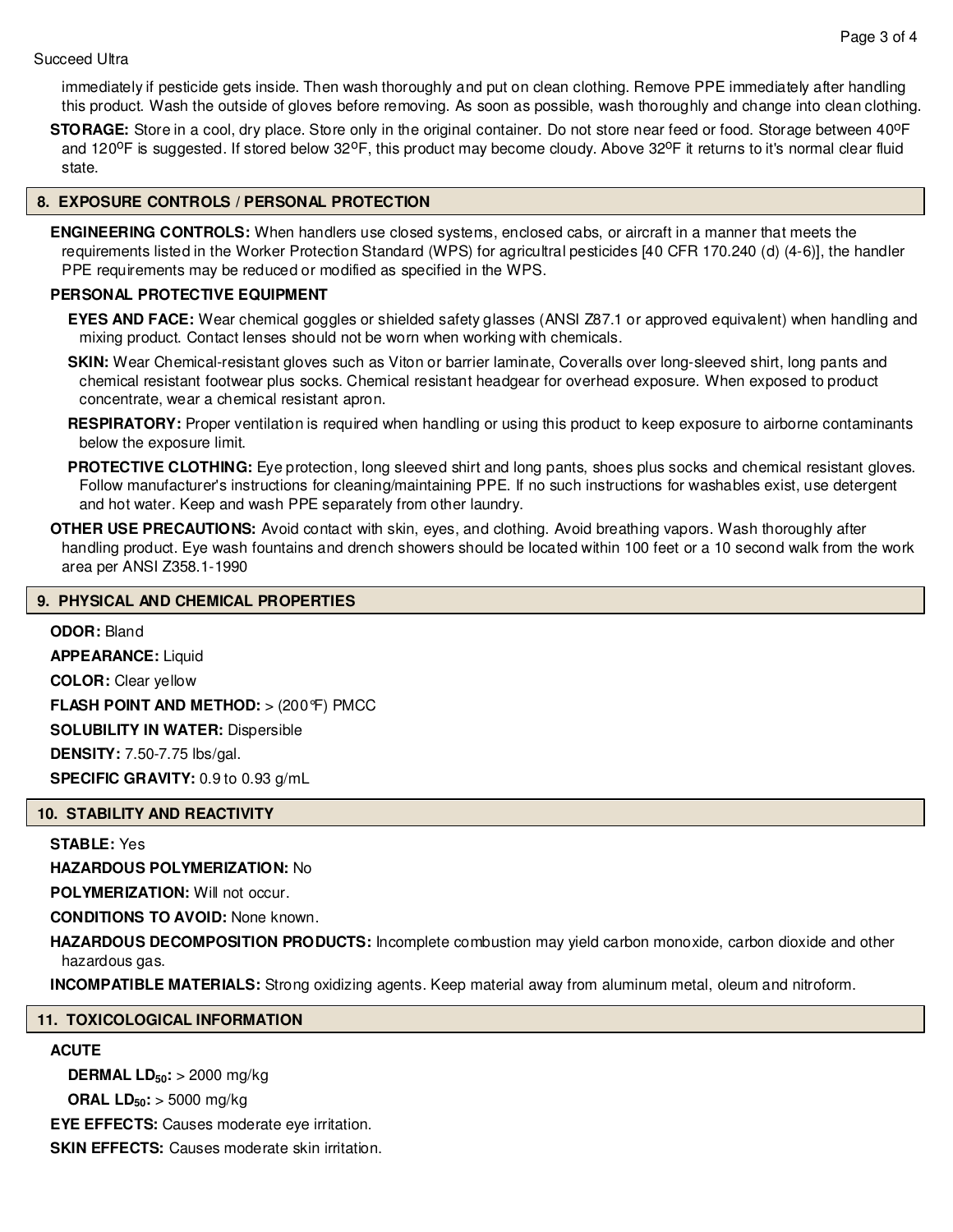immediately if pesticide gets inside. Then wash thoroughly and put on clean clothing. Remove PPE immediately after handling this product. Wash the outside of gloves before removing. As soon as possible, wash thoroughly and change into clean clothing.

**STORAGE:** Store in a cool, dry place. Store only in the original container. Do not store near feed or food. Storage between 40ºF and 120ºF is suggested. If stored below 32ºF, this product may become cloudy. Above 32ºF it returns to it's normal clear fluid state.

## 8. EXPOSURE CONTROLS / PERSONAL PROTECTION

**ENGINEERING CONTROLS:** When handlers use closed systems, enclosed cabs, or aircraft in a manner that meets the requirements listed in the Worker Protection Standard (WPS) for agricultural pesticides [40 CFR 170.240 (d) (4-6)], the handler PPE requirements may be reduced or modified as specified in the WPS.

**PERSONAL PROTECTIVE EQUIPMENT**

**EYES AND FACE:** Wear chemical goggles or shielded safety glasses (ANSI Z87.1 or approved equivalent) when handling and mixing product. Contact lenses should not be worn when working with chemicals.

**SKIN:** Wear Chemical-resistant gloves such as Viton or barrier laminate, Coveralls over long-sleeved shirt, long pants and chemical resistant footwear plus socks. Chemical resistant headgear for overhead exposure. When exposed to product concentrate, wear a chemical resistant apron.

**RESPIRATORY:** Proper ventilation is required when handling or using this product to keep exposure to airborne contaminants below the exposure limit.

**PROTECTIVE CLOTHING:** Eye protection, long sleeved shirt and long pants, shoes plus socks and chemical resistant gloves. Follow manufacturer's instructions for cleaning/maintaining PPE. If no such instructions for washables exist, use detergent and hot water. Keep and wash PPE separately from other laundry.

**OTHER USE PRECAUTIONS:** Avoid contact with skin, eyes, and clothing. Avoid breathing vapors. Wash thoroughly after handling product. Eye wash fountains and drench showers should be located within 100 feet or a 10 second walk from the work area per ANSI Z358.1-1990

## 9. PHYSICAL AND CHEMICAL PROPERTIES

**ODOR:** Bland

**APPEARANCE:** Liquid

**COLOR:** Clear yellow

**FLASH POINT AND METHOD:** > (200°F) PMCC

**SOLUBILITY IN WATER:** Dispersible

**DENSITY:** 7.50-7.75 lbs/gal.

**SPECIFIC GRAVITY:** 0.9 to 0.93 g/mL

## 10. STABILITY AND REACTIVITY

**STABLE:** Yes

**HAZARDOUS POLYMERIZATION:** No

**POLYMERIZATION:** Will not occur.

**CONDITIONS TO AVOID:** None known.

**HAZARDOUS DECOMPOSITION PRODUCTS:** Incomplete combustion may yield carbon monoxide, carbon dioxide and other hazardous gas.

**INCOMPATIBLE MATERIALS:** Strong oxidizing agents. Keep material away from aluminum metal, oleum and nitroform.

## 11. TOXICOLOGICAL INFORMATION

**ACUTE**

**DERMAL $LD_{50}$:** > 2000 mg/kg

**ORAL $LD_{50}$:** > 5000 mg/kg

**EYE EFFECTS:** Causes moderate eye irritation.

**SKIN EFFECTS:** Causes moderate skin irritation.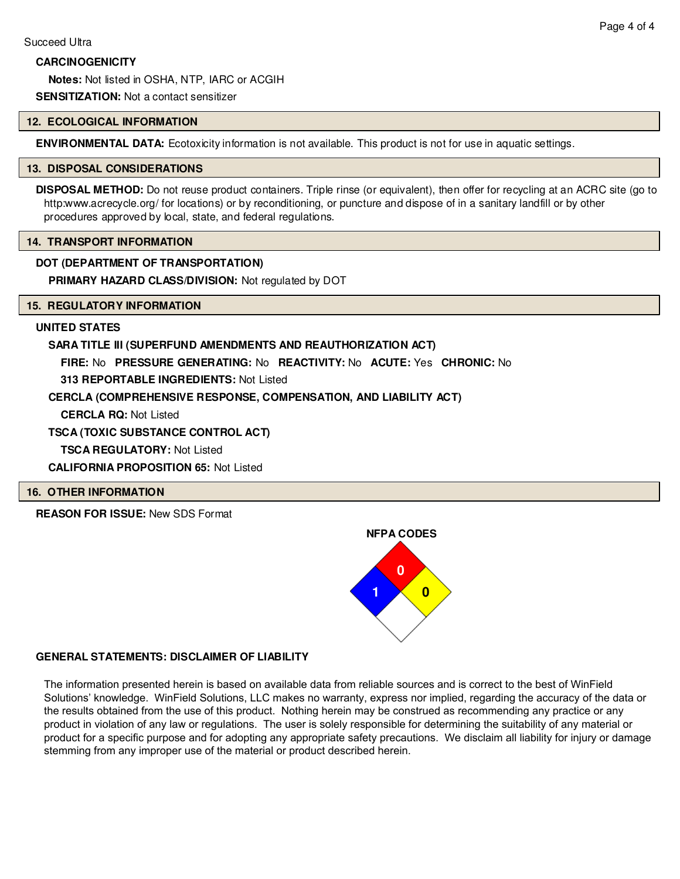Succeed Ultra

**CARCINOGENICITY**

**Notes:** Not listed in OSHA, NTP, IARC or ACGIH

**SENSITIZATION:** Not a contact sensitizer

## 12. ECOLOGICAL INFORMATION

**ENVIRONMENTAL DATA:** Ecotoxicity information is not available. This product is not for use in aquatic settings.

## 13. DISPOSAL CONSIDERATIONS

**DISPOSAL METHOD:** Do not reuse product containers. Triple rinse (or equivalent), then offer for recycling at an ACRC site (go to http:www.acrecycle.org/ for locations) or by reconditioning, or puncture and dispose of in a sanitary landfill or by other procedures approved by local, state, and federal regulations.

## 14. TRANSPORT INFORMATION

**DOT (DEPARTMENT OF TRANSPORTATION)**

**PRIMARY HAZARD CLASS/DIVISION:** Not regulated by DOT

## 15. REGULATORY INFORMATION

**UNITED STATES**

**SARA TITLE III (SUPERFUND AMENDMENTS AND REAUTHORIZATION ACT)**

**FIRE:** No **PRESSURE GENERATING:** No **REACTIVITY:** No **ACUTE:** Yes **CHRONIC:** No

**313 REPORTABLE INGREDIENTS:** Not Listed

**CERCLA (COMPREHENSIVE RESPONSE, COMPENSATION, AND LIABILITY ACT)**

**CERCLA RQ:** Not Listed

**TSCA (TOXIC SUBSTANCE CONTROL ACT)**

**TSCA REGULATORY:** Not Listed

**CALIFORNIA PROPOSITION 65:** Not Listed

## 16. OTHER INFORMATION

**REASON FOR ISSUE:** New SDS Format

**NFPA CODES**

0

1

0

**GENERAL STATEMENTS: DISCLAIMER OF LIABILITY**

The information presented herein is based on available data from reliable sources and is correct to the best of WinField Solutions' knowledge. WinField Solutions, LLC makes no warranty, express nor implied, regarding the accuracy of the data or the results obtained from the use of this product. Nothing herein may be construed as recommending any practice or any product in violation of any law or regulations. The user is solely responsible for determining the suitability of any material or product for a specific purpose and for adopting any appropriate safety precautions. We disclaim all liability for injury or damage stemming from any improper use of the material or product described herein.